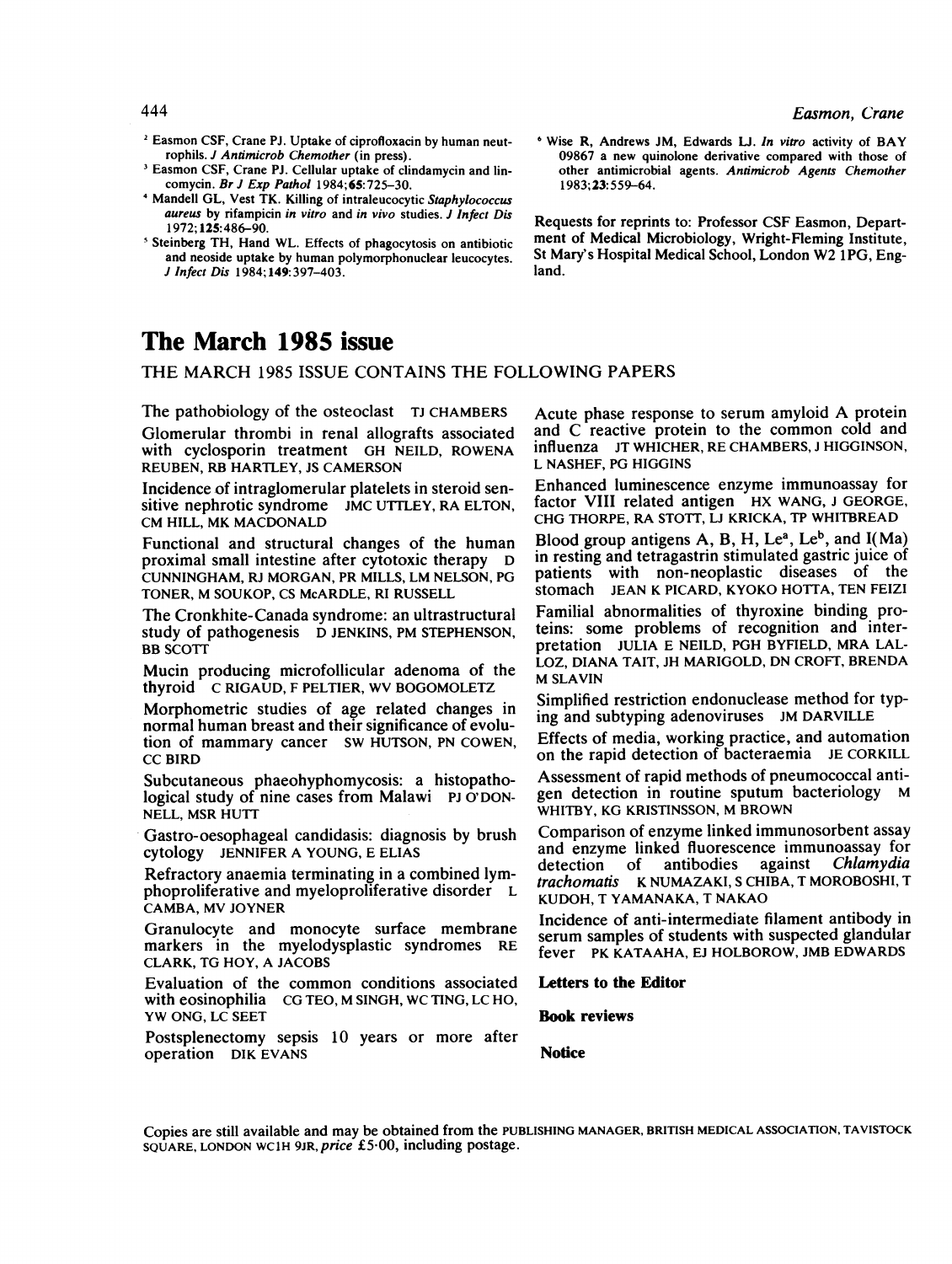[2] Easmon CSF, Crane PJ. Uptake of ciprofloxacin by human neutrophils. *J Antimicrob Chemother* (in press).

[3] Easmon CSF, Crane PJ. Cellular uptake of clindamycin and lincomycin. *Br J Exp Pathol* 1984;**65**:725–30.

[4] Mandell GL, Vest TK. Killing of intraleucocytic *Staphylococcus aureus* by rifampicin *in vitro* and *in vivo* studies. *J Infect Dis* 1972;**125**:486–90.

[5] Steinberg TH, Hand WL. Effects of phagocytosis on antibiotic and neoside uptake by human polymorphonuclear leucocytes. *J Infect Dis* 1984;**149**:397–403.

[6] Wise R, Andrews JM, Edwards LJ. *In vitro* activity of BAY 09867 a new quinolone derivative compared with those of other antimicrobial agents. *Antimicrob Agents Chemother* 1983;**23**:559–64.

Requests for reprints to: Professor CSF Easmon, Department of Medical Microbiology, Wright-Fleming Institute, St Mary's Hospital Medical School, London W2 1PG, England.

# The March 1985 issue

THE MARCH 1985 ISSUE CONTAINS THE FOLLOWING PAPERS

The pathobiology of the osteoclast TJ CHAMBERS

Glomerular thrombi in renal allografts associated with cyclosporin treatment GH NEILD, ROWENA REUBEN, RB HARTLEY, JS CAMERSON

Incidence of intraglomerular platelets in steroid sensitive nephrotic syndrome JMC UTTLEY, RA ELTON, CM HILL, MK MACDONALD

Functional and structural changes of the human proximal small intestine after cytotoxic therapy D CUNNINGHAM, RJ MORGAN, PR MILLS, LM NELSON, PG TONER, M SOUKOP, CS McARDLE, RI RUSSELL

The Cronkhite-Canada syndrome: an ultrastructural study of pathogenesis D JENKINS, PM STEPHENSON, BB SCOTT

Mucin producing microfollicular adenoma of the thyroid C RIGAUD, F PELTIER, WV BOGOMOLETZ

Morphometric studies of age related changes in normal human breast and their significance of evolution of mammary cancer SW HUTSON, PN COWEN, CC BIRD

Subcutaneous phaeohyphomycosis: a histopathological study of nine cases from Malawi PJ O'DONNELL, MSR HUTT

Gastro-oesophageal candidasis: diagnosis by brush cytology JENNIFER A YOUNG, E ELIAS

Refractory anaemia terminating in a combined lymphoproliferative and myeloproliferative disorder L CAMBA, MV JOYNER

Granulocyte and monocyte surface membrane markers in the myelodysplastic syndromes RE CLARK, TG HOY, A JACOBS

Evaluation of the common conditions associated with eosinophilia CG TEO, M SINGH, WC TING, LC HO, YW ONG, LC SEET

Postsplenectomy sepsis 10 years or more after operation DIK EVANS

Acute phase response to serum amyloid A protein and C reactive protein to the common cold and influenza JT WHICHER, RE CHAMBERS, J HIGGINSON, L NASHEF, PG HIGGINS

Enhanced luminescence enzyme immunoassay for factor VIII related antigen HX WANG, J GEORGE, CHG THORPE, RA STOTT, LJ KRICKA, TP WHITBREAD

Blood group antigens A, B, H, Le$^{a}$, Le$^{b}$, and I(Ma) in resting and tetragastrin stimulated gastric juice of patients with non-neoplastic diseases of the stomach JEAN K PICARD, KYOKO HOTTA, TEN FEIZI

Familial abnormalities of thyroxine binding proteins: some problems of recognition and interpretation JULIA E NEILD, PGH BYFIELD, MRA LALLOZ, DIANA TAIT, JH MARIGOLD, DN CROFT, BRENDA M SLAVIN

Simplified restriction endonuclease method for typing and subtyping adenoviruses JM DARVILLE

Effects of media, working practice, and automation on the rapid detection of bacteraemia JE CORKILL

Assessment of rapid methods of pneumococcal antigen detection in routine sputum bacteriology M WHITBY, KG KRISTINSSON, M BROWN

Comparison of enzyme linked immunosorbent assay and enzyme linked fluorescence immunoassay for detection of antibodies against *Chlamydia trachomatis* K NUMAZAKI, S CHIBA, T MOROBOSHI, T KUDOH, T YAMANAKA, T NAKAO

Incidence of anti-intermediate filament antibody in serum samples of students with suspected glandular fever PK KATAAHA, EJ HOLBOROW, JMB EDWARDS

**Letters to the Editor**

**Book reviews**

**Notice**

Copies are still available and may be obtained from the PUBLISHING MANAGER, BRITISH MEDICAL ASSOCIATION, TAVISTOCK SQUARE, LONDON WC1H 9JR, *price* £5·00, including postage.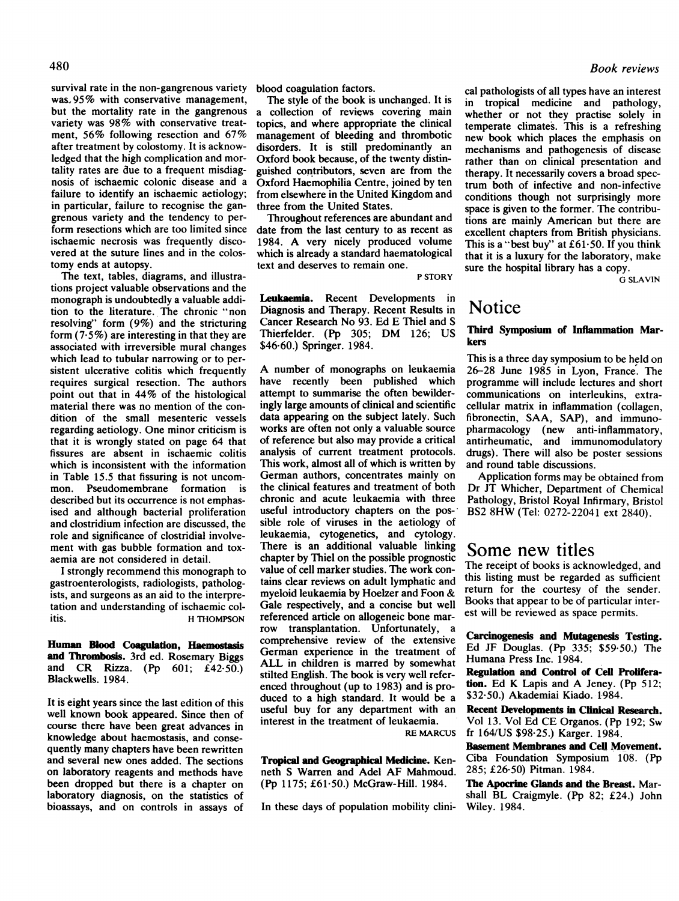survival rate in the non-gangrenous variety was 95% with conservative management, but the mortality rate in the gangrenous variety was 98% with conservative treatment, 56% following resection and 67% after treatment by colostomy. It is acknowledged that the high complication and mortality rates are due to a frequent misdiagnosis of ischaemic colonic disease and a failure to identify an ischaemic aetiology; in particular, failure to recognise the gangrenous variety and the tendency to perform resections which are too limited since ischaemic necrosis was frequently discovered at the suture lines and in the colostomy ends at autopsy.

The text, tables, diagrams, and illustrations project valuable observations and the monograph is undoubtedly a valuable addition to the literature. The chronic "non resolving" form (9%) and the stricturing form (7·5%) are interesting in that they are associated with irreversible mural changes which lead to tubular narrowing or to persistent ulcerative colitis which frequently requires surgical resection. The authors point out that in 44% of the histological material there was no mention of the condition of the small mesenteric vessels regarding aetiology. One minor criticism is that it is wrongly stated on page 64 that fissures are absent in ischaemic colitis which is inconsistent with the information in Table 15.5 that fissuring is not uncommon. Pseudomembrane formation is described but its occurrence is not emphasised and although bacterial proliferation and clostridium infection are discussed, the role and significance of clostridial involvement with gas bubble formation and toxaemia are not considered in detail.

I strongly recommend this monograph to gastroenterologists, radiologists, pathologists, and surgeons as an aid to the interpretation and understanding of ischaemic colitis.

H THOMPSON

**Human Blood Coagulation, Haemostasis and Thrombosis.** 3rd ed. Rosemary Biggs and CR Rizza. (Pp 601; £42·50.) Blackwells. 1984.

It is eight years since the last edition of this well known book appeared. Since then of course there have been great advances in knowledge about haemostasis, and consequently many chapters have been rewritten and several new ones added. The sections on laboratory reagents and methods have been dropped but there is a chapter on laboratory diagnosis, on the statistics of bioassays, and on controls in assays of blood coagulation factors.

The style of the book is unchanged. It is a collection of reviews covering main topics, and where appropriate the clinical management of bleeding and thrombotic disorders. It is still predominantly an Oxford book because, of the twenty distinguished contributors, seven are from the Oxford Haemophilia Centre, joined by ten from elsewhere in the United Kingdom and three from the United States.

Throughout references are abundant and date from the last century to as recent as 1984. A very nicely produced volume which is already a standard haematological text and deserves to remain one.

P STORY

**Leukaemia.** Recent Developments in Diagnosis and Therapy. Recent Results in Cancer Research No 93. Ed E Thiel and S Thierfelder. (Pp 305; DM 126; US $46·60.) Springer. 1984.

A number of monographs on leukaemia have recently been published which attempt to summarise the often bewilderingly large amounts of clinical and scientific data appearing on the subject lately. Such works are often not only a valuable source of reference but also may provide a critical analysis of current treatment protocols. This work, almost all of which is written by German authors, concentrates mainly on the clinical features and treatment of both chronic and acute leukaemia with three useful introductory chapters on the possible role of viruses in the aetiology of leukaemia, cytogenetics, and cytology. There is an additional valuable linking chapter by Thiel on the possible prognostic value of cell marker studies. The work contains clear reviews on adult lymphatic and myeloid leukaemia by Hoelzer and Foon & Gale respectively, and a concise but well referenced article on allogeneic bone marrow transplantation. Unfortunately, a comprehensive review of the extensive German experience in the treatment of ALL in children is marred by somewhat stilted English. The book is very well referenced throughout (up to 1983) and is produced to a high standard. It would be a useful buy for any department with an interest in the treatment of leukaemia.

RE MARCUS

**Tropical and Geographical Medicine.** Kenneth S Warren and Adel AF Mahmoud. (Pp 1175; £61·50.) McGraw-Hill. 1984.

In these days of population mobility clinical pathologists of all types have an interest in tropical medicine and pathology, whether or not they practise solely in temperate climates. This is a refreshing new book which places the emphasis on mechanisms and pathogenesis of disease rather than on clinical presentation and therapy. It necessarily covers a broad spectrum both of infective and non-infective conditions though not surprisingly more space is given to the former. The contributions are mainly American but there are excellent chapters from British physicians. This is a "best buy" at £61·50. If you think that it is a luxury for the laboratory, make sure the hospital library has a copy.

G SLAVIN

# Notice

### Third Symposium of Inflammation Markers

This is a three day symposium to be held on 26–28 June 1985 in Lyon, France. The programme will include lectures and short communications on interleukins, extracellular matrix in inflammation (collagen, fibronectin, SAA, SAP), and immunopharmacology (new anti-inflammatory, antirheumatic, and immunomodulatory drugs). There will also be poster sessions and round table discussions.

Application forms may be obtained from Dr JT Whicher, Department of Chemical Pathology, Bristol Royal Infirmary, Bristol BS2 8HW (Tel: 0272-22041 ext 2840).

# Some new titles

The receipt of books is acknowledged, and this listing must be regarded as sufficient return for the courtesy of the sender. Books that appear to be of particular interest will be reviewed as space permits.

**Carcinogenesis and Mutagenesis Testing.** Ed JF Douglas. (Pp 335; $59·50.) The Humana Press Inc. 1984.

**Regulation and Control of Cell Proliferation.** Ed K Lapis and A Jeney. (Pp 512; $32·50.) Akademiai Kiado. 1984.

**Recent Developments in Clinical Research.** Vol 13. Vol Ed CE Organos. (Pp 192; Sw fr 164/US $98·25.) Karger. 1984.

**Basement Membranes and Cell Movement.** Ciba Foundation Symposium 108. (Pp 285; £26·50) Pitman. 1984.

**The Apocrine Glands and the Breast.** Marshall BL Craigmyle. (Pp 82; £24.) John Wiley. 1984.